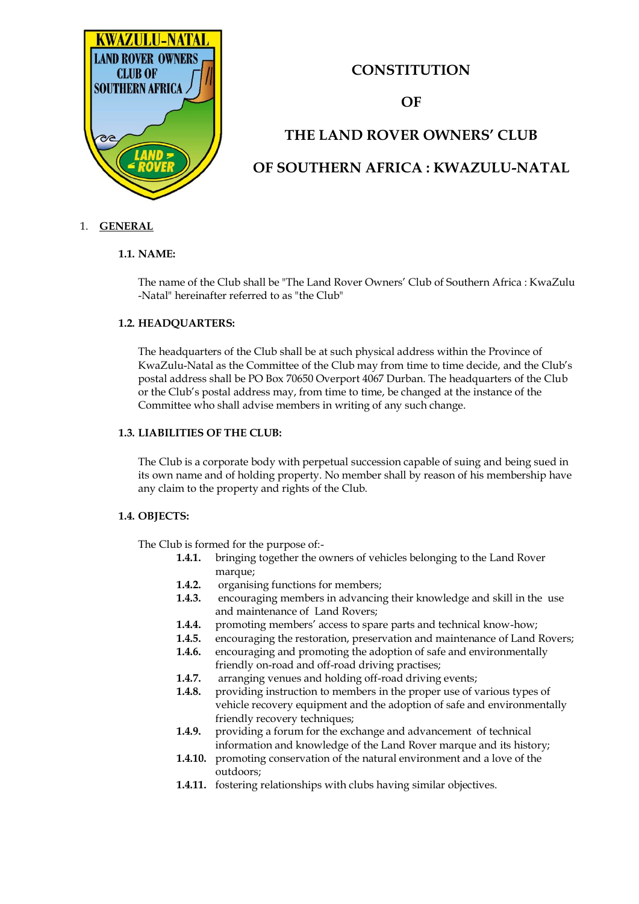# CONSTITUTION

# OF

# THE LAND ROVER OWNERS' CLUB

# OF SOUTHERN AFRICA : KWAZULU-NATAL

## 1. GENERAL

### 1.1. NAME:

The name of the Club shall be "The Land Rover Owners' Club of Southern Africa : KwaZulu -Natal" hereinafter referred to as "the Club"

### 1.2. HEADQUARTERS:

The headquarters of the Club shall be at such physical address within the Province of KwaZulu-Natal as the Committee of the Club may from time to time decide, and the Club's postal address shall be PO Box 70650 Overport 4067 Durban. The headquarters of the Club or the Club's postal address may, from time to time, be changed at the instance of the Committee who shall advise members in writing of any such change.

### 1.3. LIABILITIES OF THE CLUB:

The Club is a corporate body with perpetual succession capable of suing and being sued in its own name and of holding property. No member shall by reason of his membership have any claim to the property and rights of the Club.

### 1.4. OBJECTS:

The Club is formed for the purpose of:-

- **1.4.1.** bringing together the owners of vehicles belonging to the Land Rover marque;
- **1.4.2.** organising functions for members;
- **1.4.3.** encouraging members in advancing their knowledge and skill in the use and maintenance of Land Rovers;
- **1.4.4.** promoting members' access to spare parts and technical know-how;
- **1.4.5.** encouraging the restoration, preservation and maintenance of Land Rovers;
- **1.4.6.** encouraging and promoting the adoption of safe and environmentally friendly on-road and off-road driving practises;
- **1.4.7.** arranging venues and holding off-road driving events;
- **1.4.8.** providing instruction to members in the proper use of various types of vehicle recovery equipment and the adoption of safe and environmentally friendly recovery techniques;
- **1.4.9.** providing a forum for the exchange and advancement of technical information and knowledge of the Land Rover marque and its history;
- **1.4.10.** promoting conservation of the natural environment and a love of the outdoors;
- **1.4.11.** fostering relationships with clubs having similar objectives.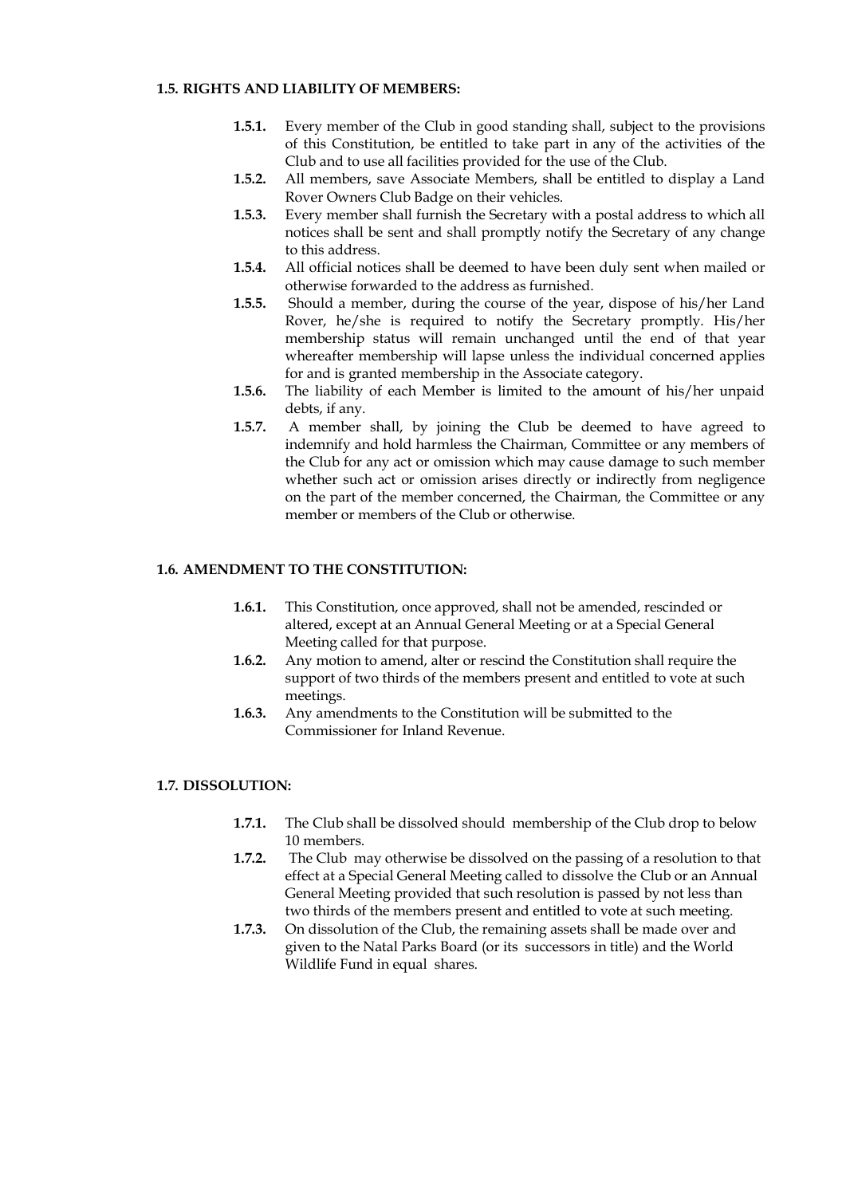### 1.5. RIGHTS AND LIABILITY OF MEMBERS:

**1.5.1.** Every member of the Club in good standing shall, subject to the provisions of this Constitution, be entitled to take part in any of the activities of the Club and to use all facilities provided for the use of the Club.

**1.5.2.** All members, save Associate Members, shall be entitled to display a Land Rover Owners Club Badge on their vehicles.

**1.5.3.** Every member shall furnish the Secretary with a postal address to which all notices shall be sent and shall promptly notify the Secretary of any change to this address.

**1.5.4.** All official notices shall be deemed to have been duly sent when mailed or otherwise forwarded to the address as furnished.

**1.5.5.** Should a member, during the course of the year, dispose of his/her Land Rover, he/she is required to notify the Secretary promptly. His/her membership status will remain unchanged until the end of that year whereafter membership will lapse unless the individual concerned applies for and is granted membership in the Associate category.

**1.5.6.** The liability of each Member is limited to the amount of his/her unpaid debts, if any.

**1.5.7.** A member shall, by joining the Club be deemed to have agreed to indemnify and hold harmless the Chairman, Committee or any members of the Club for any act or omission which may cause damage to such member whether such act or omission arises directly or indirectly from negligence on the part of the member concerned, the Chairman, the Committee or any member or members of the Club or otherwise.

### 1.6. AMENDMENT TO THE CONSTITUTION:

**1.6.1.** This Constitution, once approved, shall not be amended, rescinded or altered, except at an Annual General Meeting or at a Special General Meeting called for that purpose.

**1.6.2.** Any motion to amend, alter or rescind the Constitution shall require the support of two thirds of the members present and entitled to vote at such meetings.

**1.6.3.** Any amendments to the Constitution will be submitted to the Commissioner for Inland Revenue.

### 1.7. DISSOLUTION:

**1.7.1.** The Club shall be dissolved should membership of the Club drop to below 10 members.

**1.7.2.** The Club may otherwise be dissolved on the passing of a resolution to that effect at a Special General Meeting called to dissolve the Club or an Annual General Meeting provided that such resolution is passed by not less than two thirds of the members present and entitled to vote at such meeting.

**1.7.3.** On dissolution of the Club, the remaining assets shall be made over and given to the Natal Parks Board (or its successors in title) and the World Wildlife Fund in equal shares.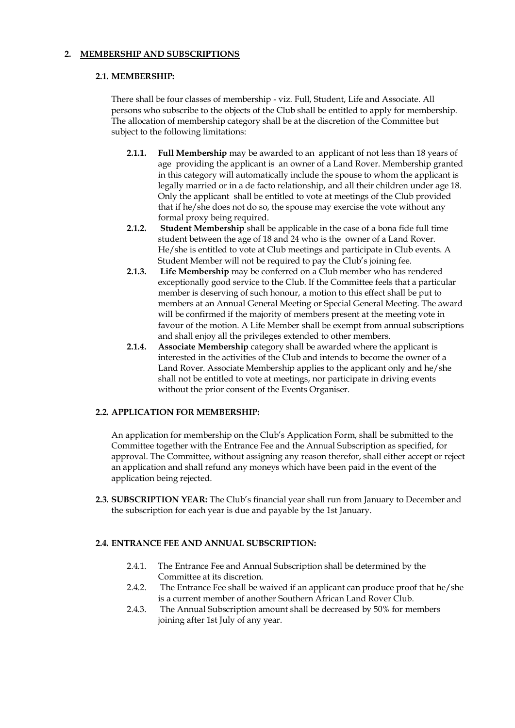## 2. MEMBERSHIP AND SUBSCRIPTIONS

### 2.1. MEMBERSHIP:

There shall be four classes of membership - viz. Full, Student, Life and Associate. All persons who subscribe to the objects of the Club shall be entitled to apply for membership. The allocation of membership category shall be at the discretion of the Committee but subject to the following limitations:

- **2.1.1.** **Full Membership** may be awarded to an applicant of not less than 18 years of age providing the applicant is an owner of a Land Rover. Membership granted in this category will automatically include the spouse to whom the applicant is legally married or in a de facto relationship, and all their children under age 18. Only the applicant shall be entitled to vote at meetings of the Club provided that if he/she does not do so, the spouse may exercise the vote without any formal proxy being required.
- **2.1.2.** **Student Membership** shall be applicable in the case of a bona fide full time student between the age of 18 and 24 who is the owner of a Land Rover. He/she is entitled to vote at Club meetings and participate in Club events. A Student Member will not be required to pay the Club's joining fee.
- **2.1.3.** **Life Membership** may be conferred on a Club member who has rendered exceptionally good service to the Club. If the Committee feels that a particular member is deserving of such honour, a motion to this effect shall be put to members at an Annual General Meeting or Special General Meeting. The award will be confirmed if the majority of members present at the meeting vote in favour of the motion. A Life Member shall be exempt from annual subscriptions and shall enjoy all the privileges extended to other members.
- **2.1.4.** **Associate Membership** category shall be awarded where the applicant is interested in the activities of the Club and intends to become the owner of a Land Rover. Associate Membership applies to the applicant only and he/she shall not be entitled to vote at meetings, nor participate in driving events without the prior consent of the Events Organiser.

### 2.2. APPLICATION FOR MEMBERSHIP:

An application for membership on the Club's Application Form, shall be submitted to the Committee together with the Entrance Fee and the Annual Subscription as specified, for approval. The Committee, without assigning any reason therefor, shall either accept or reject an application and shall refund any moneys which have been paid in the event of the application being rejected.

### 2.3. SUBSCRIPTION YEAR:

The Club's financial year shall run from January to December and the subscription for each year is due and payable by the 1st January.

### 2.4. ENTRANCE FEE AND ANNUAL SUBSCRIPTION:

- 2.4.1. The Entrance Fee and Annual Subscription shall be determined by the Committee at its discretion.
- 2.4.2. The Entrance Fee shall be waived if an applicant can produce proof that he/she is a current member of another Southern African Land Rover Club.
- 2.4.3. The Annual Subscription amount shall be decreased by 50% for members joining after 1st July of any year.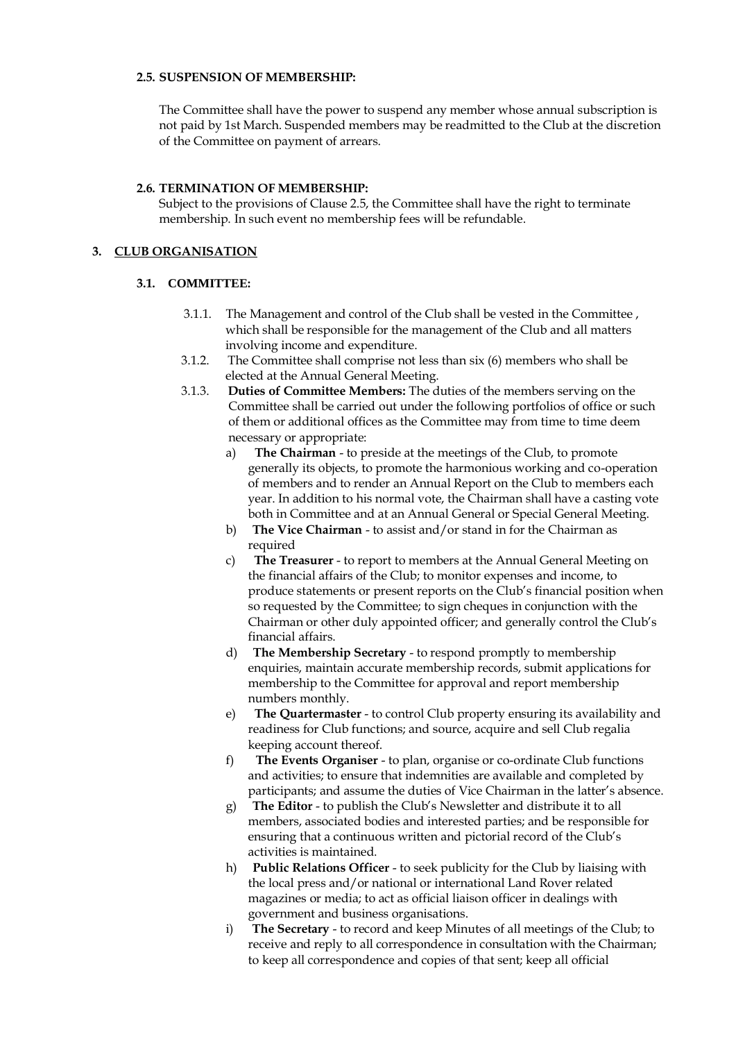**2.5. SUSPENSION OF MEMBERSHIP:**

The Committee shall have the power to suspend any member whose annual subscription is not paid by 1st March. Suspended members may be readmitted to the Club at the discretion of the Committee on payment of arrears.

**2.6. TERMINATION OF MEMBERSHIP:**

Subject to the provisions of Clause 2.5, the Committee shall have the right to terminate membership. In such event no membership fees will be refundable.

**3. <u>CLUB ORGANISATION</u>**

**3.1. COMMITTEE:**

3.1.1. The Management and control of the Club shall be vested in the Committee , which shall be responsible for the management of the Club and all matters involving income and expenditure.

3.1.2. The Committee shall comprise not less than six (6) members who shall be elected at the Annual General Meeting.

3.1.3. **Duties of Committee Members:** The duties of the members serving on the Committee shall be carried out under the following portfolios of office or such of them or additional offices as the Committee may from time to time deem necessary or appropriate:

a) **The Chairman** - to preside at the meetings of the Club, to promote generally its objects, to promote the harmonious working and co-operation of members and to render an Annual Report on the Club to members each year. In addition to his normal vote, the Chairman shall have a casting vote both in Committee and at an Annual General or Special General Meeting.

b) **The Vice Chairman** - to assist and/or stand in for the Chairman as required

c) **The Treasurer** - to report to members at the Annual General Meeting on the financial affairs of the Club; to monitor expenses and income, to produce statements or present reports on the Club's financial position when so requested by the Committee; to sign cheques in conjunction with the Chairman or other duly appointed officer; and generally control the Club's financial affairs.

d) **The Membership Secretary** - to respond promptly to membership enquiries, maintain accurate membership records, submit applications for membership to the Committee for approval and report membership numbers monthly.

e) **The Quartermaster** - to control Club property ensuring its availability and readiness for Club functions; and source, acquire and sell Club regalia keeping account thereof.

f) **The Events Organiser** - to plan, organise or co-ordinate Club functions and activities; to ensure that indemnities are available and completed by participants; and assume the duties of Vice Chairman in the latter's absence.

g) **The Editor** - to publish the Club's Newsletter and distribute it to all members, associated bodies and interested parties; and be responsible for ensuring that a continuous written and pictorial record of the Club's activities is maintained.

h) **Public Relations Officer** - to seek publicity for the Club by liaising with the local press and/or national or international Land Rover related magazines or media; to act as official liaison officer in dealings with government and business organisations.

i) **The Secretary** - to record and keep Minutes of all meetings of the Club; to receive and reply to all correspondence in consultation with the Chairman; to keep all correspondence and copies of that sent; keep all official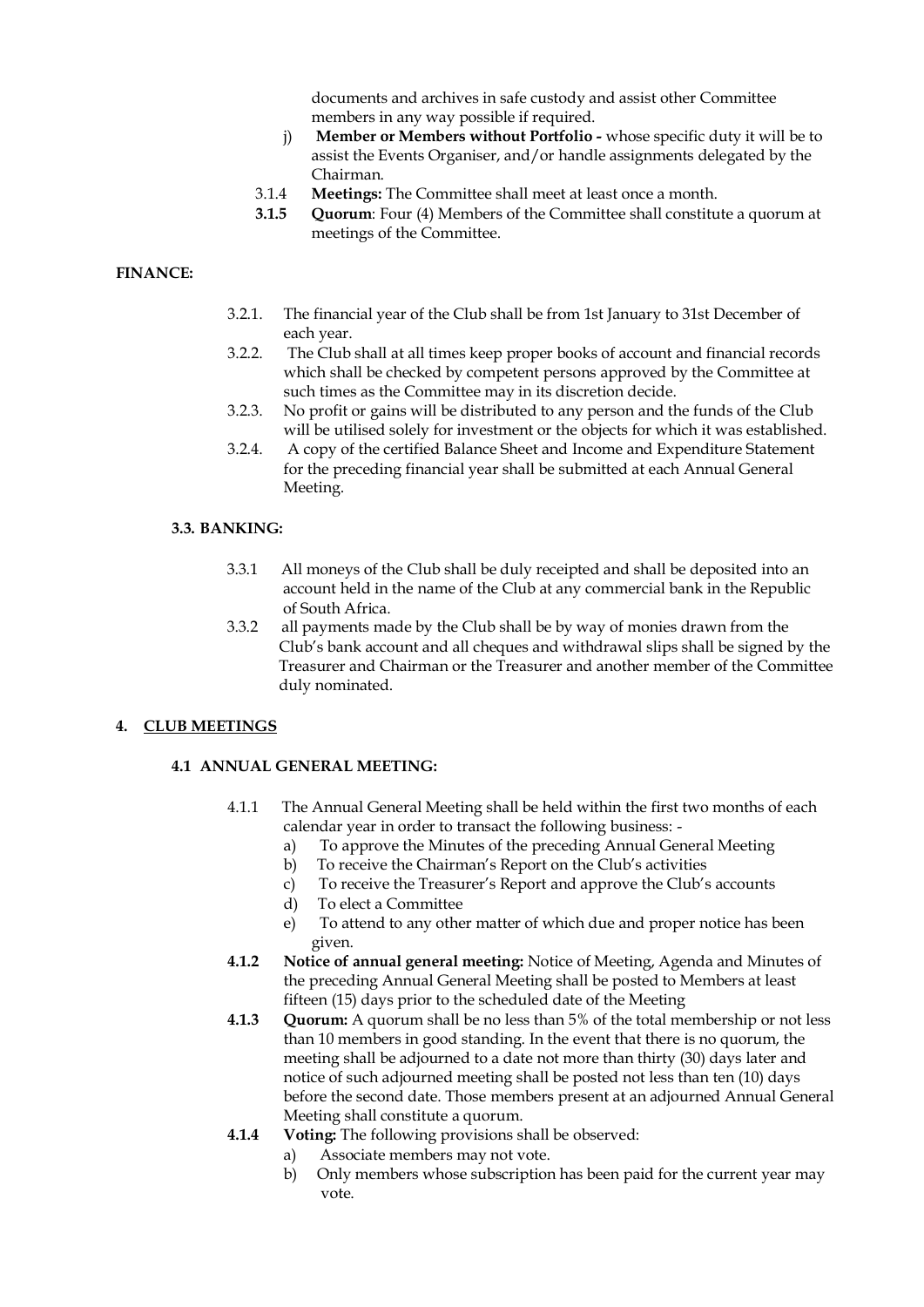documents and archives in safe custody and assist other Committee members in any way possible if required.

j) **Member or Members without Portfolio -** whose specific duty it will be to assist the Events Organiser, and/or handle assignments delegated by the Chairman.

3.1.4 **Meetings:** The Committee shall meet at least once a month.

**3.1.5** **Quorum**: Four (4) Members of the Committee shall constitute a quorum at meetings of the Committee.

**FINANCE:**

3.2.1. The financial year of the Club shall be from 1st January to 31st December of each year.

3.2.2. The Club shall at all times keep proper books of account and financial records which shall be checked by competent persons approved by the Committee at such times as the Committee may in its discretion decide.

3.2.3. No profit or gains will be distributed to any person and the funds of the Club will be utilised solely for investment or the objects for which it was established.

3.2.4. A copy of the certified Balance Sheet and Income and Expenditure Statement for the preceding financial year shall be submitted at each Annual General Meeting.

**3.3. BANKING:**

3.3.1 All moneys of the Club shall be duly receipted and shall be deposited into an account held in the name of the Club at any commercial bank in the Republic of South Africa.

3.3.2 all payments made by the Club shall be by way of monies drawn from the Club's bank account and all cheques and withdrawal slips shall be signed by the Treasurer and Chairman or the Treasurer and another member of the Committee duly nominated.

## 4. <u>CLUB MEETINGS</u>

**4.1 ANNUAL GENERAL MEETING:**

4.1.1 The Annual General Meeting shall be held within the first two months of each calendar year in order to transact the following business: -

a) To approve the Minutes of the preceding Annual General Meeting
b) To receive the Chairman's Report on the Club's activities
c) To receive the Treasurer's Report and approve the Club's accounts
d) To elect a Committee
e) To attend to any other matter of which due and proper notice has been given.

**4.1.2** **Notice of annual general meeting:** Notice of Meeting, Agenda and Minutes of the preceding Annual General Meeting shall be posted to Members at least fifteen (15) days prior to the scheduled date of the Meeting

**4.1.3** **Quorum:** A quorum shall be no less than 5% of the total membership or not less than 10 members in good standing. In the event that there is no quorum, the meeting shall be adjourned to a date not more than thirty (30) days later and notice of such adjourned meeting shall be posted not less than ten (10) days before the second date. Those members present at an adjourned Annual General Meeting shall constitute a quorum.

**4.1.4** **Voting:** The following provisions shall be observed:

a) Associate members may not vote.
b) Only members whose subscription has been paid for the current year may vote.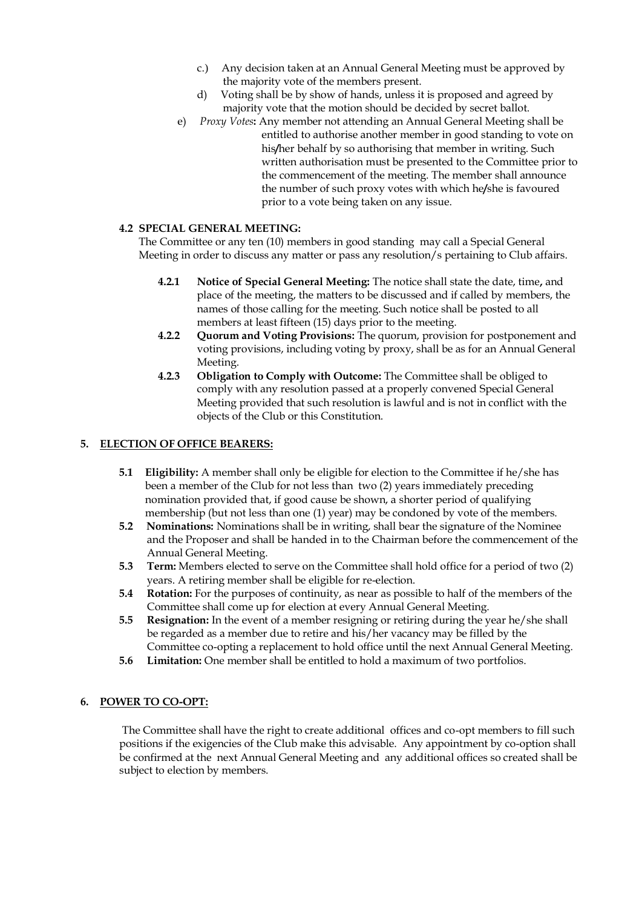c.) Any decision taken at an Annual General Meeting must be approved by the majority vote of the members present.

d) Voting shall be by show of hands, unless it is proposed and agreed by majority vote that the motion should be decided by secret ballot.

e) *Proxy Votes*: Any member not attending an Annual General Meeting shall be entitled to authorise another member in good standing to vote on his/her behalf by so authorising that member in writing. Such written authorisation must be presented to the Committee prior to the commencement of the meeting. The member shall announce the number of such proxy votes with which he/she is favoured prior to a vote being taken on any issue.

**4.2 SPECIAL GENERAL MEETING:**

The Committee or any ten (10) members in good standing may call a Special General Meeting in order to discuss any matter or pass any resolution/s pertaining to Club affairs.

**4.2.1 Notice of Special General Meeting:** The notice shall state the date, time, and place of the meeting, the matters to be discussed and if called by members, the names of those calling for the meeting. Such notice shall be posted to all members at least fifteen (15) days prior to the meeting.

**4.2.2 Quorum and Voting Provisions:** The quorum, provision for postponement and voting provisions, including voting by proxy, shall be as for an Annual General Meeting.

**4.2.3 Obligation to Comply with Outcome:** The Committee shall be obliged to comply with any resolution passed at a properly convened Special General Meeting provided that such resolution is lawful and is not in conflict with the objects of the Club or this Constitution.

## 5. <u>ELECTION OF OFFICE BEARERS:</u>

**5.1 Eligibility:** A member shall only be eligible for election to the Committee if he/she has been a member of the Club for not less than two (2) years immediately preceding nomination provided that, if good cause be shown, a shorter period of qualifying membership (but not less than one (1) year) may be condoned by vote of the members.

**5.2 Nominations:** Nominations shall be in writing, shall bear the signature of the Nominee and the Proposer and shall be handed in to the Chairman before the commencement of the Annual General Meeting.

**5.3 Term:** Members elected to serve on the Committee shall hold office for a period of two (2) years. A retiring member shall be eligible for re-election.

**5.4 Rotation:** For the purposes of continuity, as near as possible to half of the members of the Committee shall come up for election at every Annual General Meeting.

**5.5 Resignation:** In the event of a member resigning or retiring during the year he/she shall be regarded as a member due to retire and his/her vacancy may be filled by the Committee co-opting a replacement to hold office until the next Annual General Meeting.

**5.6 Limitation:** One member shall be entitled to hold a maximum of two portfolios.

## 6. <u>POWER TO CO-OPT:</u>

The Committee shall have the right to create additional offices and co-opt members to fill such positions if the exigencies of the Club make this advisable. Any appointment by co-option shall be confirmed at the next Annual General Meeting and any additional offices so created shall be subject to election by members.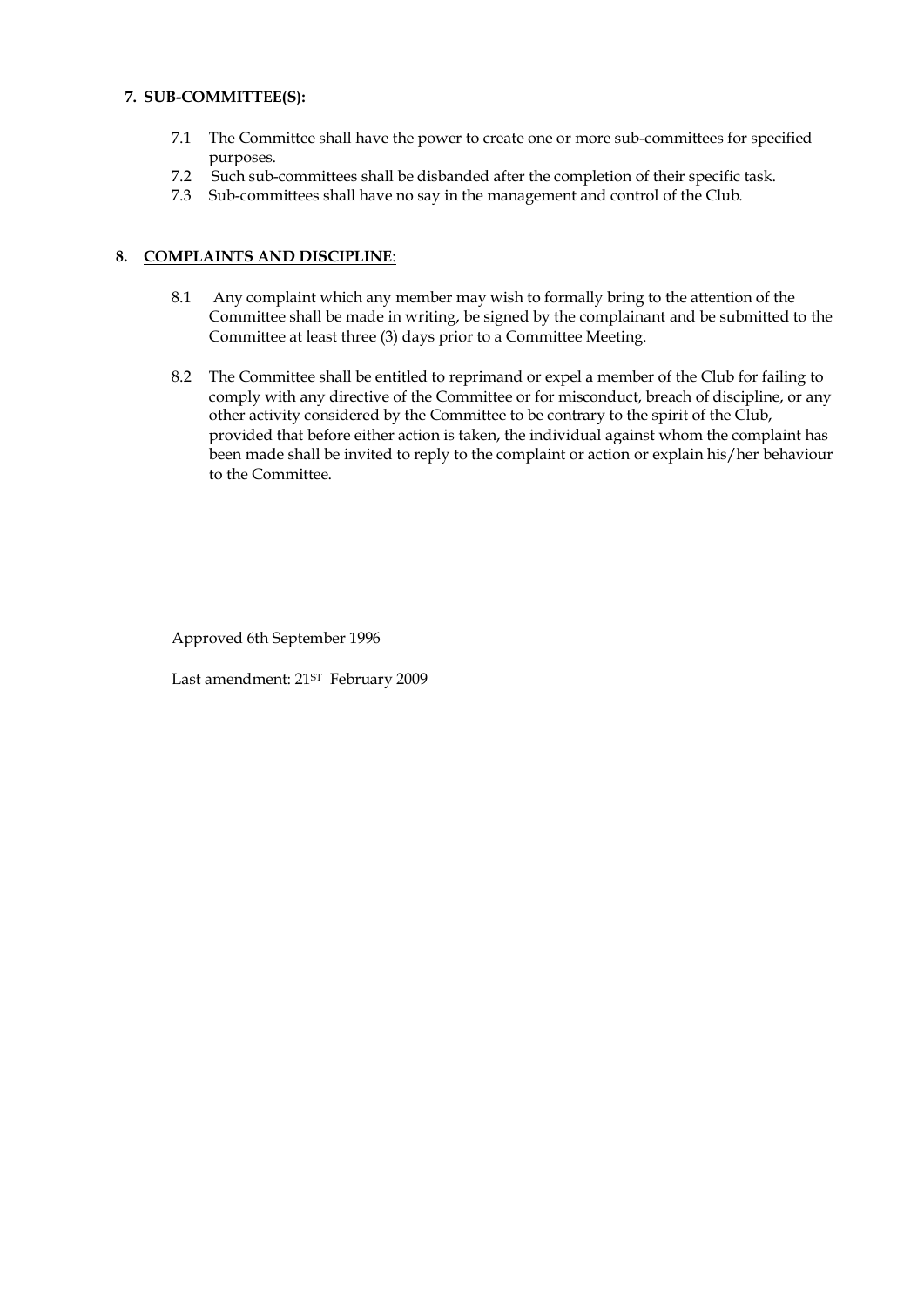## 7. SUB-COMMITTEE(S):

7.1 The Committee shall have the power to create one or more sub-committees for specified purposes.

7.2 Such sub-committees shall be disbanded after the completion of their specific task.

7.3 Sub-committees shall have no say in the management and control of the Club.

## 8. COMPLAINTS AND DISCIPLINE:

8.1 Any complaint which any member may wish to formally bring to the attention of the Committee shall be made in writing, be signed by the complainant and be submitted to the Committee at least three (3) days prior to a Committee Meeting.

8.2 The Committee shall be entitled to reprimand or expel a member of the Club for failing to comply with any directive of the Committee or for misconduct, breach of discipline, or any other activity considered by the Committee to be contrary to the spirit of the Club, provided that before either action is taken, the individual against whom the complaint has been made shall be invited to reply to the complaint or action or explain his/her behaviour to the Committee.

Approved 6th September 1996

Last amendment: 21ST February 2009